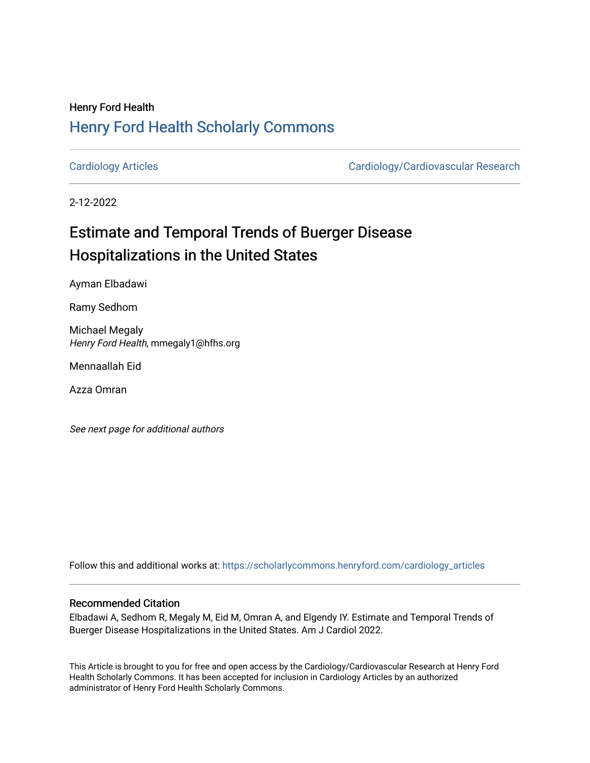Henry Ford Health

# Henry Ford Health Scholarly Commons

Cardiology Articles

Cardiology/Cardiovascular Research

2-12-2022

# Estimate and Temporal Trends of Buerger Disease Hospitalizations in the United States

Ayman Elbadawi

Ramy Sedhom

Michael Megaly
*Henry Ford Health*, mmegaly1@hfhs.org

Mennaallah Eid

Azza Omran

*See next page for additional authors*

Follow this and additional works at: https://scholarlycommons.henryford.com/cardiology_articles

## Recommended Citation

Elbadawi A, Sedhom R, Megaly M, Eid M, Omran A, and Elgendy IY. Estimate and Temporal Trends of Buerger Disease Hospitalizations in the United States. Am J Cardiol 2022.

This Article is brought to you for free and open access by the Cardiology/Cardiovascular Research at Henry Ford Health Scholarly Commons. It has been accepted for inclusion in Cardiology Articles by an authorized administrator of Henry Ford Health Scholarly Commons.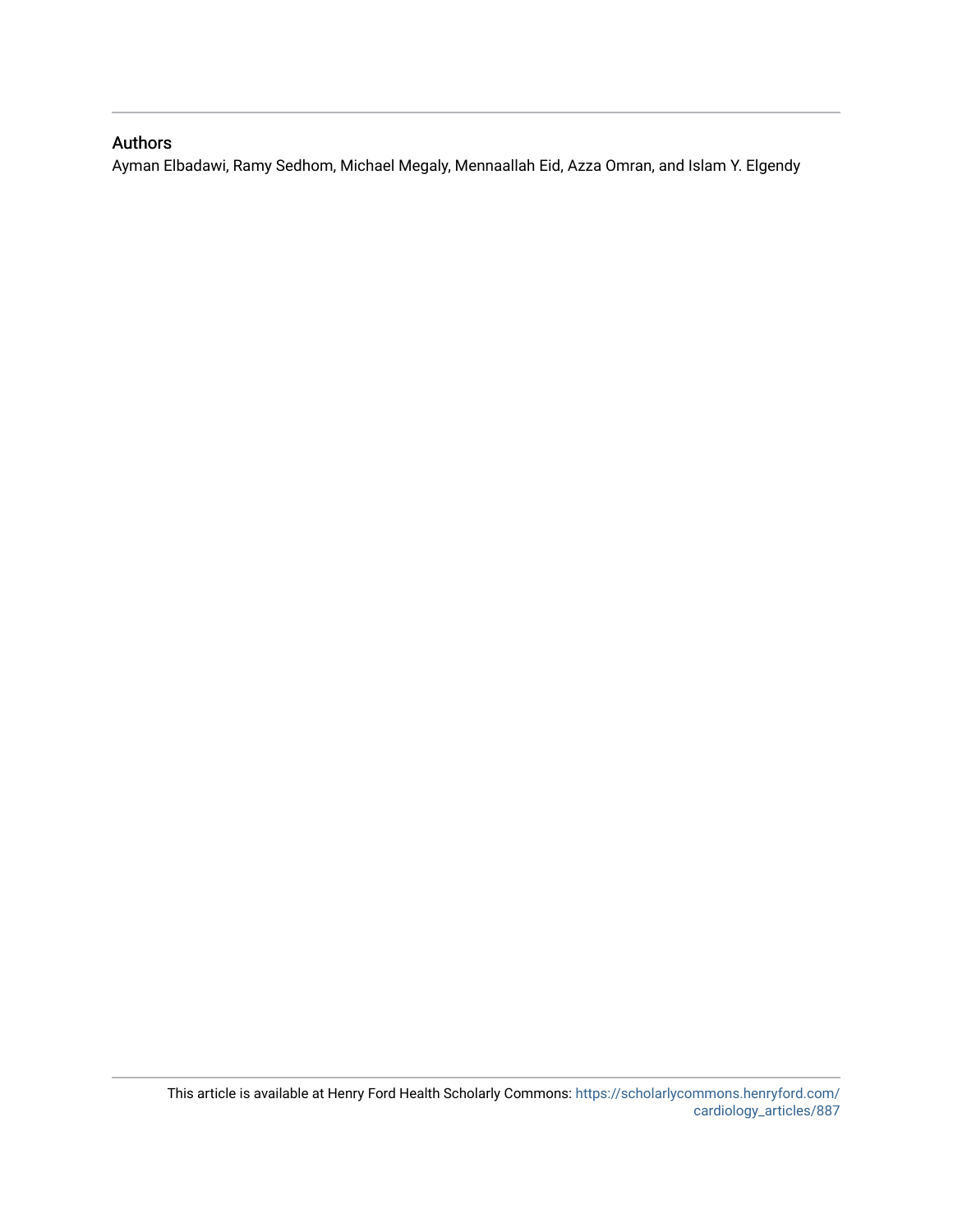## Authors

Ayman Elbadawi, Ramy Sedhom, Michael Megaly, Mennaallah Eid, Azza Omran, and Islam Y. Elgendy

This article is available at Henry Ford Health Scholarly Commons: https://scholarlycommons.henryford.com/cardiology_articles/887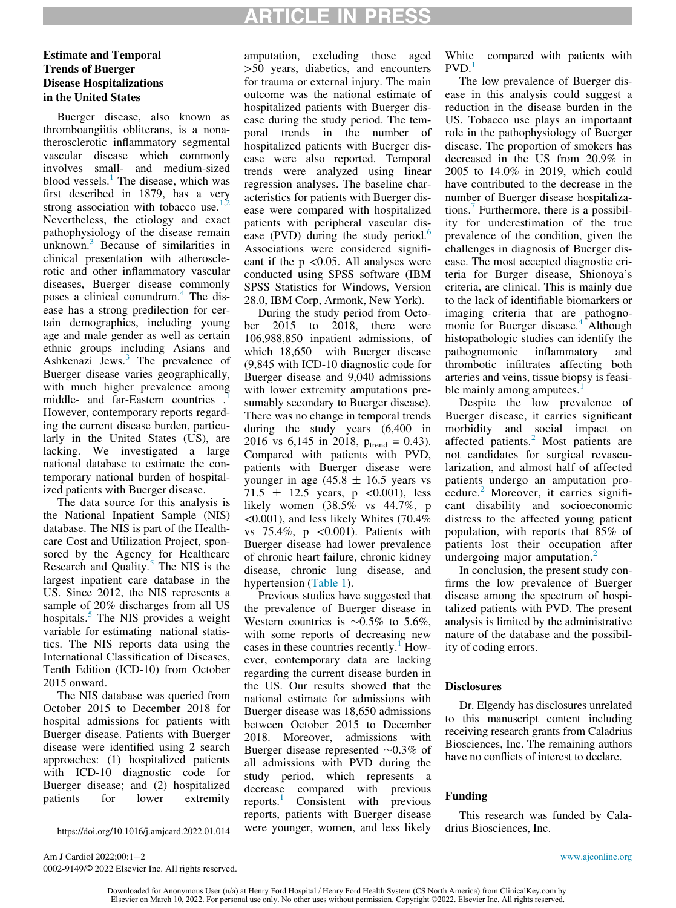## Estimate and Temporal Trends of Buerger Disease Hospitalizations in the United States

Buerger disease, also known as thromboangiitis obliterans, is a nonatherosclerotic inflammatory segmental vascular disease which commonly involves small- and medium-sized blood vessels.[1] The disease, which was first described in 1879, has a very strong association with tobacco use.[1,2] Nevertheless, the etiology and exact pathophysiology of the disease remain unknown.[3] Because of similarities in clinical presentation with atherosclerotic and other inflammatory vascular diseases, Buerger disease commonly poses a clinical conundrum.[4] The disease has a strong predilection for certain demographics, including young age and male gender as well as certain ethnic groups including Asians and Ashkenazi Jews.[3] The prevalence of Buerger disease varies geographically, with much higher prevalence among middle- and far-Eastern countries .[1] However, contemporary reports regarding the current disease burden, particularly in the United States (US), are lacking. We investigated a large national database to estimate the contemporary national burden of hospitalized patients with Buerger disease.

The data source for this analysis is the National Inpatient Sample (NIS) database. The NIS is part of the Healthcare Cost and Utilization Project, sponsored by the Agency for Healthcare Research and Quality.[5] The NIS is the largest inpatient care database in the US. Since 2012, the NIS represents a sample of 20% discharges from all US hospitals.[5] The NIS provides a weight variable for estimating national statistics. The NIS reports data using the International Classification of Diseases, Tenth Edition (ICD-10) from October 2015 onward.

The NIS database was queried from October 2015 to December 2018 for hospital admissions for patients with Buerger disease. Patients with Buerger disease were identified using 2 search approaches: (1) hospitalized patients with ICD-10 diagnostic code for Buerger disease; and (2) hospitalized patients for lower extremity amputation, excluding those aged >50 years, diabetics, and encounters for trauma or external injury. The main outcome was the national estimate of hospitalized patients with Buerger disease during the study period. The temporal trends in the number of hospitalized patients with Buerger disease were also reported. Temporal trends were analyzed using linear regression analyses. The baseline characteristics for patients with Buerger disease were compared with hospitalized patients with peripheral vascular disease (PVD) during the study period.[6] Associations were considered significant if the p <0.05. All analyses were conducted using SPSS software (IBM SPSS Statistics for Windows, Version 28.0, IBM Corp, Armonk, New York).

During the study period from October 2015 to 2018, there were 106,988,850 inpatient admissions, of which 18,650 with Buerger disease (9,845 with ICD-10 diagnostic code for Buerger disease and 9,040 admissions with lower extremity amputations presumably secondary to Buerger disease). There was no change in temporal trends during the study years (6,400 in 2016 vs 6,145 in 2018, $p_{trend} = 0.43$). Compared with patients with PVD, patients with Buerger disease were younger in age (45.8 ± 16.5 years vs 71.5 ± 12.5 years, p <0.001), less likely women (38.5% vs 44.7%, p <0.001), and less likely Whites (70.4% vs 75.4%, p <0.001). Patients with Buerger disease had lower prevalence of chronic heart failure, chronic kidney disease, chronic lung disease, and hypertension (Table 1).

Previous studies have suggested that the prevalence of Buerger disease in Western countries is ~0.5% to 5.6%, with some reports of decreasing new cases in these countries recently.[1] However, contemporary data are lacking regarding the current disease burden in the US. Our results showed that the national estimate for admissions with Buerger disease was 18,650 admissions between October 2015 to December 2018. Moreover, admissions with Buerger disease represented ~0.3% of all admissions with PVD during the study period, which represents a decrease compared with previous reports.[1] Consistent with previous reports, patients with Buerger disease were younger, women, and less likely White compared with patients with PVD.[1]

The low prevalence of Buerger disease in this analysis could suggest a reduction in the disease burden in the US. Tobacco use plays an importaant role in the pathophysiology of Buerger disease. The proportion of smokers has decreased in the US from 20.9% in 2005 to 14.0% in 2019, which could have contributed to the decrease in the number of Buerger disease hospitalizations.[7] Furthermore, there is a possibility for underestimation of the true prevalence of the condition, given the challenges in diagnosis of Buerger disease. The most accepted diagnostic criteria for Buerger disease, Shionoya's criteria, are clinical. This is mainly due to the lack of identifiable biomarkers or imaging criteria that are pathognomonic for Buerger disease.[4] Although histopathologic studies can identify the pathognomonic inflammatory and thrombotic infiltrates affecting both arteries and veins, tissue biopsy is feasible mainly among amputees.[1]

Despite the low prevalence of Buerger disease, it carries significant morbidity and social impact on affected patients.[2] Most patients are not candidates for surgical revascularization, and almost half of affected patients undergo an amputation procedure.[2] Moreover, it carries significant disability and socioeconomic distress to the affected young patient population, with reports that 85% of patients lost their occupation after undergoing major amputation.[2]

In conclusion, the present study confirms the low prevalence of Buerger disease among the spectrum of hospitalized patients with PVD. The present analysis is limited by the administrative nature of the database and the possibility of coding errors.

### Disclosures

Dr. Elgendy has disclosures unrelated to this manuscript content including receiving research grants from Caladrius Biosciences, Inc. The remaining authors have no conflicts of interest to declare.

### Funding

This research was funded by Caladrius Biosciences, Inc.

https://doi.org/10.1016/j.amjcard.2022.01.014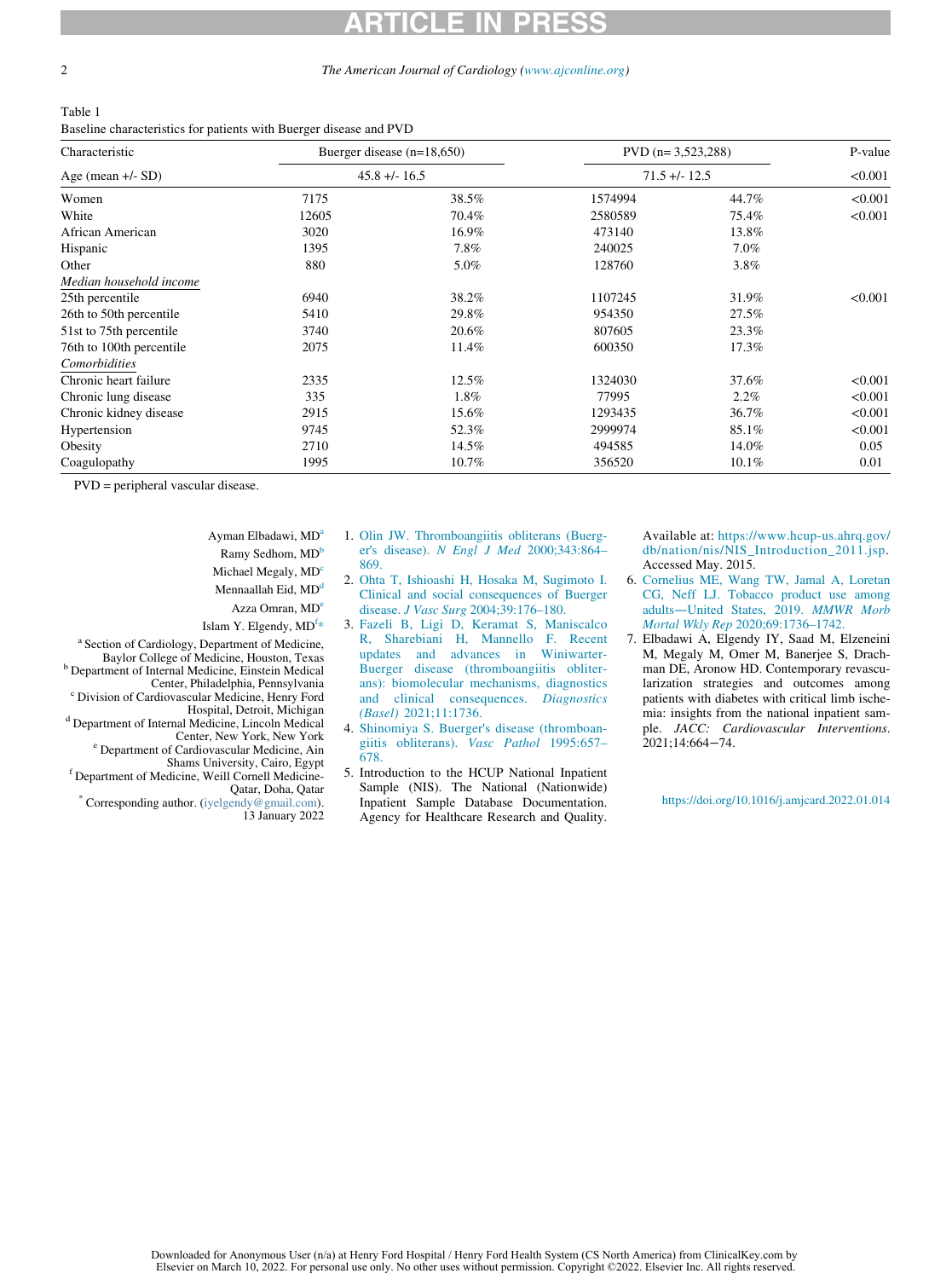Table 1

Baseline characteristics for patients with Buerger disease and PVD

| Characteristic | Buerger disease (n=18,650) | | PVD (n= 3,523,288) | | P-value |
|---|---|---|---|---|---|
| Age (mean +/- SD) | 45.8 +/- 16.5 | | 71.5 +/- 12.5 | | <0.001 |
| Women | 7175 | 38.5% | 1574994 | 44.7% | <0.001 |
| White | 12605 | 70.4% | 2580589 | 75.4% | <0.001 |
| African American | 3020 | 16.9% | 473140 | 13.8% | |
| Hispanic | 1395 | 7.8% | 240025 | 7.0% | |
| Other | 880 | 5.0% | 128760 | 3.8% | |
| *Median household income* | | | | | |
| 25th percentile | 6940 | 38.2% | 1107245 | 31.9% | <0.001 |
| 26th to 50th percentile | 5410 | 29.8% | 954350 | 27.5% | |
| 51st to 75th percentile | 3740 | 20.6% | 807605 | 23.3% | |
| 76th to 100th percentile | 2075 | 11.4% | 600350 | 17.3% | |
| *Comorbidities* | | | | | |
| Chronic heart failure | 2335 | 12.5% | 1324030 | 37.6% | <0.001 |
| Chronic lung disease | 335 | 1.8% | 77995 | 2.2% | <0.001 |
| Chronic kidney disease | 2915 | 15.6% | 1293435 | 36.7% | <0.001 |
| Hypertension | 9745 | 52.3% | 2999974 | 85.1% | <0.001 |
| Obesity | 2710 | 14.5% | 494585 | 14.0% | 0.05 |
| Coagulopathy | 1995 | 10.7% | 356520 | 10.1% | 0.01 |

PVD = peripheral vascular disease.

Ayman Elbadawi, MD[a]
Ramy Sedhom, MD[b]
Michael Megaly, MD[c]
Mennaallah Eid, MD[d]
Azza Omran, MD[e]
Islam Y. Elgendy, MD[f]*

[a] Section of Cardiology, Department of Medicine, Baylor College of Medicine, Houston, Texas
[b] Department of Internal Medicine, Einstein Medical Center, Philadelphia, Pennsylvania
[c] Division of Cardiovascular Medicine, Henry Ford Hospital, Detroit, Michigan
[d] Department of Internal Medicine, Lincoln Medical Center, New York, New York
[e] Department of Cardiovascular Medicine, Ain Shams University, Cairo, Egypt
[f] Department of Medicine, Weill Cornell Medicine-Qatar, Doha, Qatar
* Corresponding author. (iyelgendy@gmail.com).
13 January 2022

1. Olin JW. Thromboangiitis obliterans (Buerger's disease). *N Engl J Med* 2000;343:864–869.
2. Ohta T, Ishioashi H, Hosaka M, Sugimoto I. Clinical and social consequences of Buerger disease. *J Vasc Surg* 2004;39:176–180.
3. Fazeli B, Ligi D, Keramat S, Maniscalco R, Sharebiani H, Mannello F. Recent updates and advances in Winiwarter-Buerger disease (thromboangiitis obliterans): biomolecular mechanisms, diagnostics and clinical consequences. *Diagnostics (Basel)* 2021;11:1736.
4. Shinomiya S. Buerger's disease (thromboangiitis obliterans). *Vasc Pathol* 1995:657–678.
5. Introduction to the HCUP National Inpatient Sample (NIS). The National (Nationwide) Inpatient Sample Database Documentation. Agency for Healthcare Research and Quality. Available at: https://www.hcup-us.ahrq.gov/db/nation/nis/NIS_Introduction_2011.jsp. Accessed May. 2015.
6. Cornelius ME, Wang TW, Jamal A, Loretan CG, Neff LJ. Tobacco product use among adults—United States, 2019. *MMWR Morb Mortal Wkly Rep* 2020;69:1736–1742.
7. Elbadawi A, Elgendy IY, Saad M, Elzeneini M, Megaly M, Omer M, Banerjee S, Drachman DE, Aronow HD. Contemporary revascularization strategies and outcomes among patients with diabetes with critical limb ischemia: insights from the national inpatient sample. *JACC: Cardiovascular Interventions*. 2021;14:664–74.

https://doi.org/10.1016/j.amjcard.2022.01.014